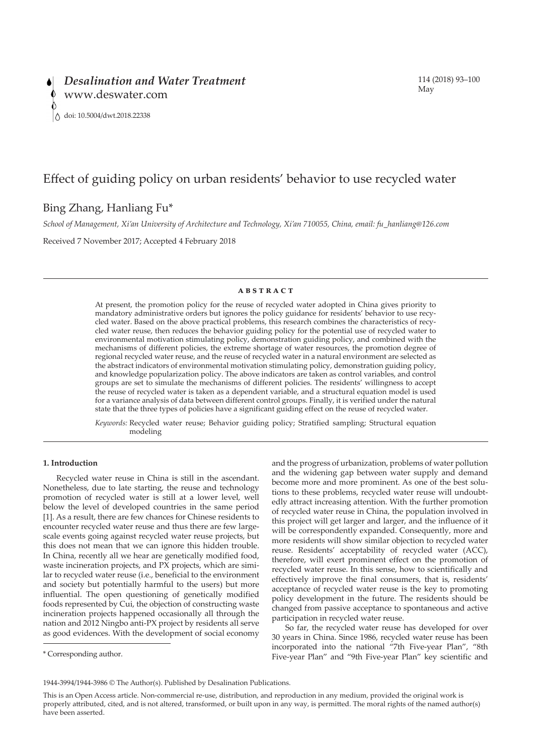# Effect of guiding policy on urban residents' behavior to use recycled water

Bing Zhang, Hanliang Fu*

*School of Management, Xi'an University of Architecture and Technology, Xi'an 710055, China, email: fu_hanliang@126.com*

Received 7 November 2017; Accepted 4 February 2018

## ABSTRACT

At present, the promotion policy for the reuse of recycled water adopted in China gives priority to mandatory administrative orders but ignores the policy guidance for residents' behavior to use recycled water. Based on the above practical problems, this research combines the characteristics of recycled water reuse, then reduces the behavior guiding policy for the potential use of recycled water to environmental motivation stimulating policy, demonstration guiding policy, and combined with the mechanisms of different policies, the extreme shortage of water resources, the promotion degree of regional recycled water reuse, and the reuse of recycled water in a natural environment are selected as the abstract indicators of environmental motivation stimulating policy, demonstration guiding policy, and knowledge popularization policy. The above indicators are taken as control variables, and control groups are set to simulate the mechanisms of different policies. The residents' willingness to accept the reuse of recycled water is taken as a dependent variable, and a structural equation model is used for a variance analysis of data between different control groups. Finally, it is verified under the natural state that the three types of policies have a significant guiding effect on the reuse of recycled water.

*Keywords:* Recycled water reuse; Behavior guiding policy; Stratified sampling; Structural equation modeling

## 1. Introduction

Recycled water reuse in China is still in the ascendant. Nonetheless, due to late starting, the reuse and technology promotion of recycled water is still at a lower level, well below the level of developed countries in the same period [1]. As a result, there are few chances for Chinese residents to encounter recycled water reuse and thus there are few large-scale events going against recycled water reuse projects, but this does not mean that we can ignore this hidden trouble. In China, recently all we hear are genetically modified food, waste incineration projects, and PX projects, which are similar to recycled water reuse (i.e., beneficial to the environment and society but potentially harmful to the users) but more influential. The open questioning of genetically modified foods represented by Cui, the objection of constructing waste incineration projects happened occasionally all through the nation and 2012 Ningbo anti-PX project by residents all serve as good evidences. With the development of social economy and the progress of urbanization, problems of water pollution and the widening gap between water supply and demand become more and more prominent. As one of the best solutions to these problems, recycled water reuse will undoubtedly attract increasing attention. With the further promotion of recycled water reuse in China, the population involved in this project will get larger and larger, and the influence of it will be correspondently expanded. Consequently, more and more residents will show similar objection to recycled water reuse. Residents' acceptability of recycled water (ACC), therefore, will exert prominent effect on the promotion of recycled water reuse. In this sense, how to scientifically and effectively improve the final consumers, that is, residents' acceptance of recycled water reuse is the key to promoting policy development in the future. The residents should be changed from passive acceptance to spontaneous and active participation in recycled water reuse.

So far, the recycled water reuse has developed for over 30 years in China. Since 1986, recycled water reuse has been incorporated into the national "7th Five-year Plan", "8th Five-year Plan" and "9th Five-year Plan" key scientific and

\* Corresponding author.

1944-3994/1944-3986 © The Author(s). Published by Desalination Publications.

This is an Open Access article. Non-commercial re-use, distribution, and reproduction in any medium, provided the original work is properly attributed, cited, and is not altered, transformed, or built upon in any way, is permitted. The moral rights of the named author(s) have been asserted.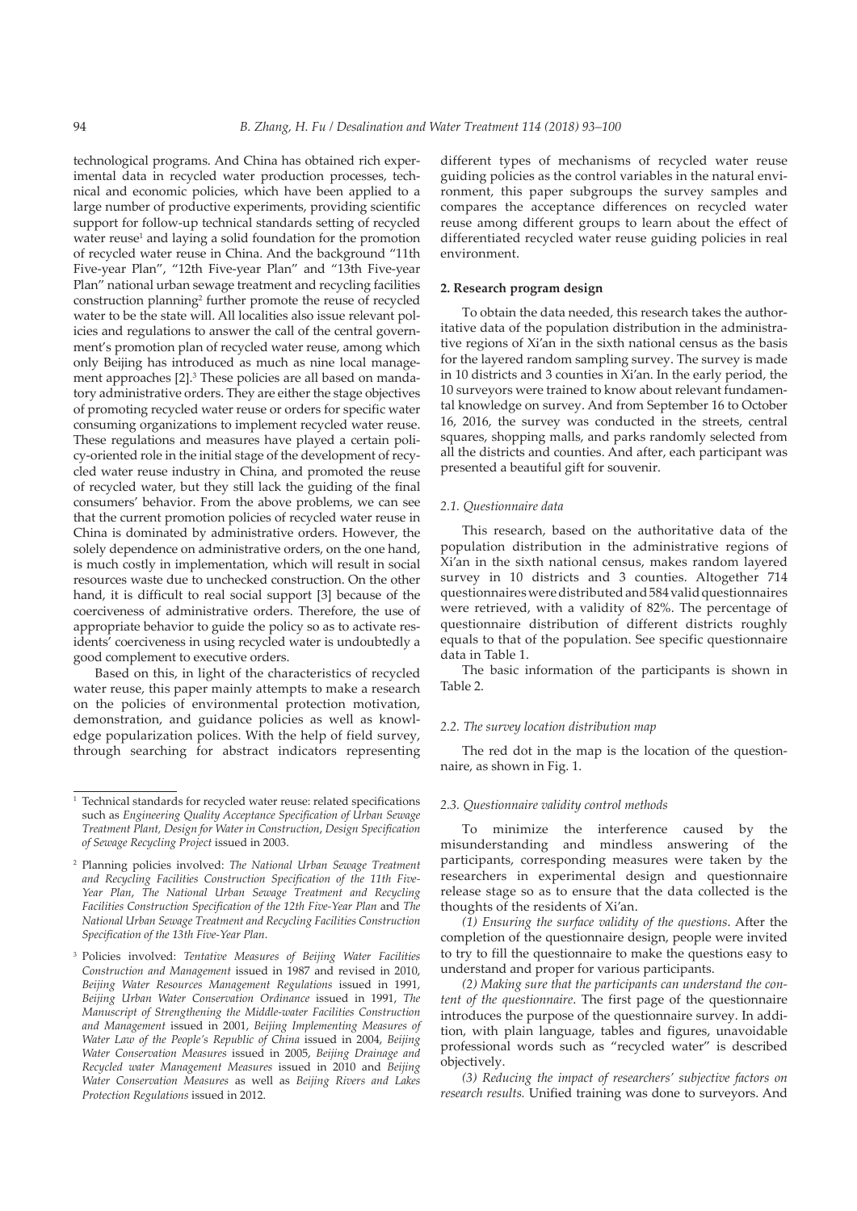technological programs. And China has obtained rich experimental data in recycled water production processes, technical and economic policies, which have been applied to a large number of productive experiments, providing scientific support for follow-up technical standards setting of recycled water reuse[1] and laying a solid foundation for the promotion of recycled water reuse in China. And the background "11th Five-year Plan", "12th Five-year Plan" and "13th Five-year Plan" national urban sewage treatment and recycling facilities construction planning[2] further promote the reuse of recycled water to be the state will. All localities also issue relevant policies and regulations to answer the call of the central government's promotion plan of recycled water reuse, among which only Beijing has introduced as much as nine local management approaches [2].[3] These policies are all based on mandatory administrative orders. They are either the stage objectives of promoting recycled water reuse or orders for specific water consuming organizations to implement recycled water reuse. These regulations and measures have played a certain policy-oriented role in the initial stage of the development of recycled water reuse industry in China, and promoted the reuse of recycled water, but they still lack the guiding of the final consumers' behavior. From the above problems, we can see that the current promotion policies of recycled water reuse in China is dominated by administrative orders. However, the solely dependence on administrative orders, on the one hand, is much costly in implementation, which will result in social resources waste due to unchecked construction. On the other hand, it is difficult to real social support [3] because of the coerciveness of administrative orders. Therefore, the use of appropriate behavior to guide the policy so as to activate residents' coerciveness in using recycled water is undoubtedly a good complement to executive orders.

Based on this, in light of the characteristics of recycled water reuse, this paper mainly attempts to make a research on the policies of environmental protection motivation, demonstration, and guidance policies as well as knowledge popularization polices. With the help of field survey, through searching for abstract indicators representing different types of mechanisms of recycled water reuse guiding policies as the control variables in the natural environment, this paper subgroups the survey samples and compares the acceptance differences on recycled water reuse among different groups to learn about the effect of differentiated recycled water reuse guiding policies in real environment.

## 2. Research program design

To obtain the data needed, this research takes the authoritative data of the population distribution in the administrative regions of Xi'an in the sixth national census as the basis for the layered random sampling survey. The survey is made in 10 districts and 3 counties in Xi'an. In the early period, the 10 surveyors were trained to know about relevant fundamental knowledge on survey. And from September 16 to October 16, 2016, the survey was conducted in the streets, central squares, shopping malls, and parks randomly selected from all the districts and counties. And after, each participant was presented a beautiful gift for souvenir.

### 2.1. Questionnaire data

This research, based on the authoritative data of the population distribution in the administrative regions of Xi'an in the sixth national census, makes random layered survey in 10 districts and 3 counties. Altogether 714 questionnaires were distributed and 584 valid questionnaires were retrieved, with a validity of 82%. The percentage of questionnaire distribution of different districts roughly equals to that of the population. See specific questionnaire data in Table 1.

The basic information of the participants is shown in Table 2.

### 2.2. The survey location distribution map

The red dot in the map is the location of the questionnaire, as shown in Fig. 1.

### 2.3. Questionnaire validity control methods

To minimize the interference caused by the misunderstanding and mindless answering of the participants, corresponding measures were taken by the researchers in experimental design and questionnaire release stage so as to ensure that the data collected is the thoughts of the residents of Xi'an.

*(1) Ensuring the surface validity of the questions*. After the completion of the questionnaire design, people were invited to try to fill the questionnaire to make the questions easy to understand and proper for various participants.

*(2) Making sure that the participants can understand the content of the questionnaire*. The first page of the questionnaire introduces the purpose of the questionnaire survey. In addition, with plain language, tables and figures, unavoidable professional words such as "recycled water" is described objectively.

*(3) Reducing the impact of researchers' subjective factors on research results.* Unified training was done to surveyors. And

---

[1] Technical standards for recycled water reuse: related specifications such as *Engineering Quality Acceptance Specification of Urban Sewage Treatment Plant*, *Design for Water in Construction*, *Design Specification of Sewage Recycling Project* issued in 2003.

[2] Planning policies involved: *The National Urban Sewage Treatment and Recycling Facilities Construction Specification of the 11th Five-Year Plan*, *The National Urban Sewage Treatment and Recycling Facilities Construction Specification of the 12th Five-Year Plan* and *The National Urban Sewage Treatment and Recycling Facilities Construction Specification of the 13th Five-Year Plan*.

[3] Policies involved: *Tentative Measures of Beijing Water Facilities Construction and Management* issued in 1987 and revised in 2010, *Beijing Water Resources Management Regulations* issued in 1991, *Beijing Urban Water Conservation Ordinance* issued in 1991, *The Manuscript of Strengthening the Middle-water Facilities Construction and Management* issued in 2001, *Beijing Implementing Measures of Water Law of the People's Republic of China* issued in 2004, *Beijing Water Conservation Measures* issued in 2005, *Beijing Drainage and Recycled water Management Measures* issued in 2010 and *Beijing Water Conservation Measures* as well as *Beijing Rivers and Lakes Protection Regulations* issued in 2012.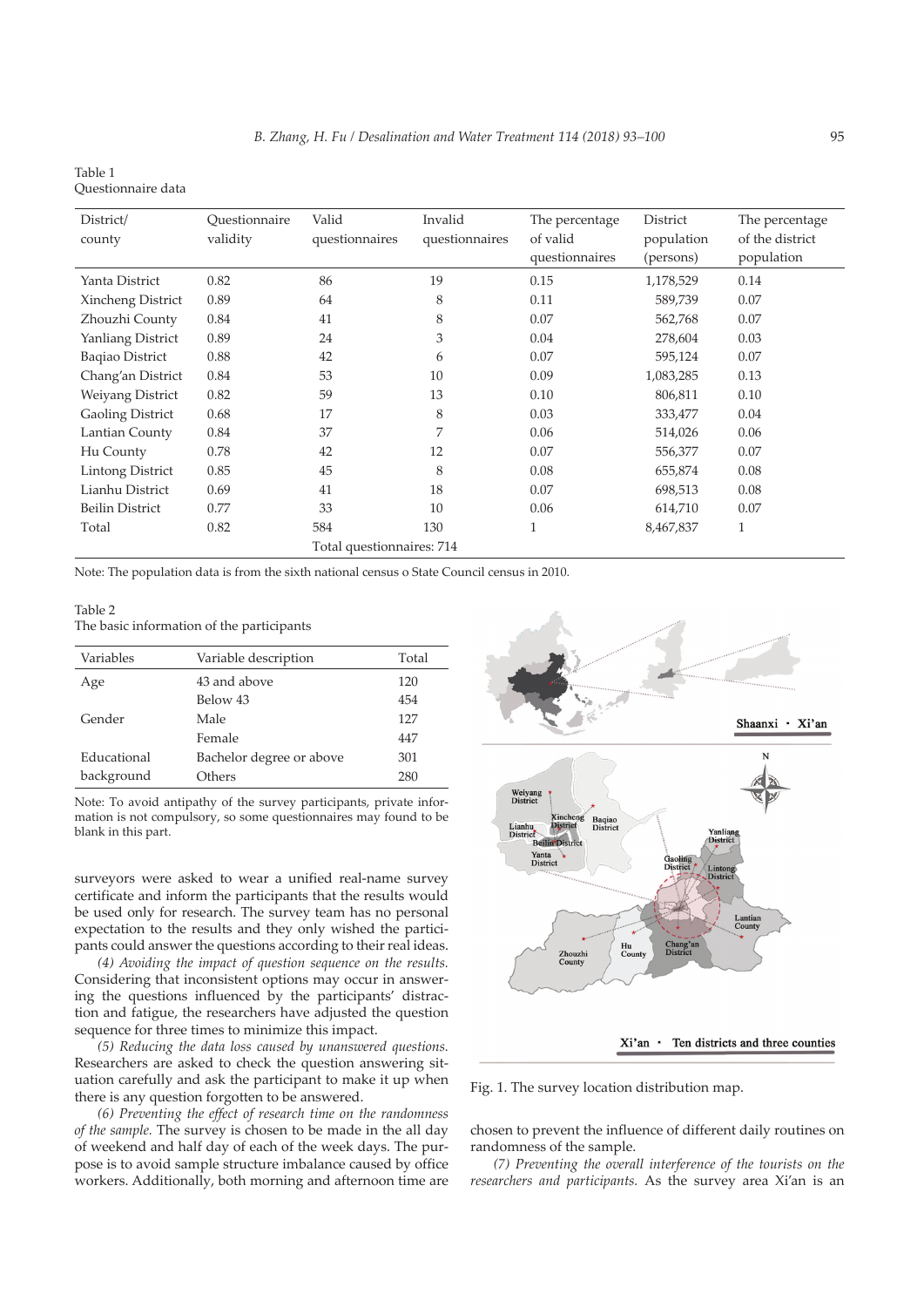Table 1
Questionnaire data

| District/ county | Questionnaire validity | Valid questionnaires | Invalid questionnaires | The percentage of valid questionnaires | District population (persons) | The percentage of the district population |
|---|---|---|---|---|---|---|
| Yanta District | 0.82 | 86 | 19 | 0.15 | 1,178,529 | 0.14 |
| Xincheng District | 0.89 | 64 | 8 | 0.11 | 589,739 | 0.07 |
| Zhouzhi County | 0.84 | 41 | 8 | 0.07 | 562,768 | 0.07 |
| Yanliang District | 0.89 | 24 | 3 | 0.04 | 278,604 | 0.03 |
| Baqiao District | 0.88 | 42 | 6 | 0.07 | 595,124 | 0.07 |
| Chang'an District | 0.84 | 53 | 10 | 0.09 | 1,083,285 | 0.13 |
| Weiyang District | 0.82 | 59 | 13 | 0.10 | 806,811 | 0.10 |
| Gaoling District | 0.68 | 17 | 8 | 0.03 | 333,477 | 0.04 |
| Lantian County | 0.84 | 37 | 7 | 0.06 | 514,026 | 0.06 |
| Hu County | 0.78 | 42 | 12 | 0.07 | 556,377 | 0.07 |
| Lintong District | 0.85 | 45 | 8 | 0.08 | 655,874 | 0.08 |
| Lianhu District | 0.69 | 41 | 18 | 0.07 | 698,513 | 0.08 |
| Beilin District | 0.77 | 33 | 10 | 0.06 | 614,710 | 0.07 |
| Total | 0.82 | 584 | 130 | 1 | 8,467,837 | 1 |
| | | Total questionnaires: 714 | | | | |

Note: The population data is from the sixth national census o State Council census in 2010.

Table 2
The basic information of the participants

| Variables | Variable description | Total |
|---|---|---|
| Age | 43 and above | 120 |
| | Below 43 | 454 |
| Gender | Male | 127 |
| | Female | 447 |
| Educational background | Bachelor degree or above | 301 |
| | Others | 280 |

Note: To avoid antipathy of the survey participants, private information is not compulsory, so some questionnaires may found to be blank in this part.

surveyors were asked to wear a unified real-name survey certificate and inform the participants that the results would be used only for research. The survey team has no personal expectation to the results and they only wished the participants could answer the questions according to their real ideas.

*(4) Avoiding the impact of question sequence on the results.* Considering that inconsistent options may occur in answering the questions influenced by the participants' distraction and fatigue, the researchers have adjusted the question sequence for three times to minimize this impact.

*(5) Reducing the data loss caused by unanswered questions.* Researchers are asked to check the question answering situation carefully and ask the participant to make it up when there is any question forgotten to be answered.

*(6) Preventing the effect of research time on the randomness of the sample.* The survey is chosen to be made in the all day of weekend and half day of each of the week days. The purpose is to avoid sample structure imbalance caused by office workers. Additionally, both morning and afternoon time are chosen to prevent the influence of different daily routines on randomness of the sample.

Fig. 1. The survey location distribution map.

*(7) Preventing the overall interference of the tourists on the researchers and participants.* As the survey area Xi'an is an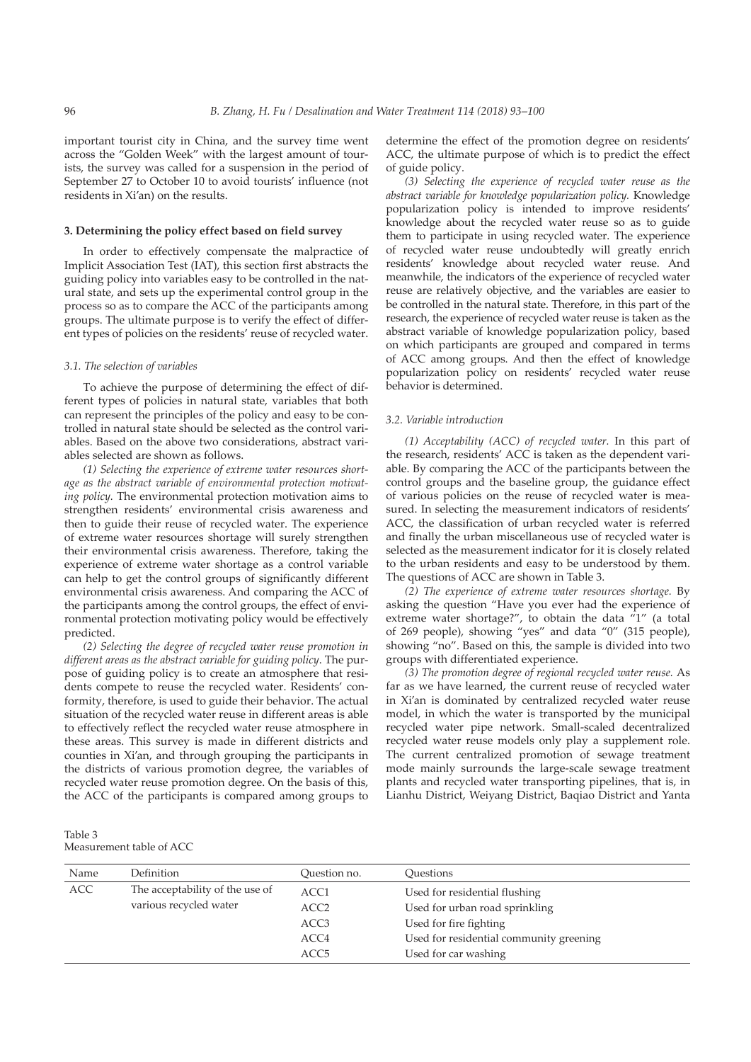important tourist city in China, and the survey time went across the "Golden Week" with the largest amount of tourists, the survey was called for a suspension in the period of September 27 to October 10 to avoid tourists' influence (not residents in Xi'an) on the results.

## 3. Determining the policy effect based on field survey

In order to effectively compensate the malpractice of Implicit Association Test (IAT), this section first abstracts the guiding policy into variables easy to be controlled in the natural state, and sets up the experimental control group in the process so as to compare the ACC of the participants among groups. The ultimate purpose is to verify the effect of different types of policies on the residents' reuse of recycled water.

### 3.1. The selection of variables

To achieve the purpose of determining the effect of different types of policies in natural state, variables that both can represent the principles of the policy and easy to be controlled in natural state should be selected as the control variables. Based on the above two considerations, abstract variables selected are shown as follows.

*(1) Selecting the experience of extreme water resources shortage as the abstract variable of environmental protection motivating policy.* The environmental protection motivation aims to strengthen residents' environmental crisis awareness and then to guide their reuse of recycled water. The experience of extreme water resources shortage will surely strengthen their environmental crisis awareness. Therefore, taking the experience of extreme water shortage as a control variable can help to get the control groups of significantly different environmental crisis awareness. And comparing the ACC of the participants among the control groups, the effect of environmental protection motivating policy would be effectively predicted.

*(2) Selecting the degree of recycled water reuse promotion in different areas as the abstract variable for guiding policy*. The purpose of guiding policy is to create an atmosphere that residents compete to reuse the recycled water. Residents' conformity, therefore, is used to guide their behavior. The actual situation of the recycled water reuse in different areas is able to effectively reflect the recycled water reuse atmosphere in these areas. This survey is made in different districts and counties in Xi'an, and through grouping the participants in the districts of various promotion degree, the variables of recycled water reuse promotion degree. On the basis of this, the ACC of the participants is compared among groups to determine the effect of the promotion degree on residents' ACC, the ultimate purpose of which is to predict the effect of guide policy.

*(3) Selecting the experience of recycled water reuse as the abstract variable for knowledge popularization policy.* Knowledge popularization policy is intended to improve residents' knowledge about the recycled water reuse so as to guide them to participate in using recycled water. The experience of recycled water reuse undoubtedly will greatly enrich residents' knowledge about recycled water reuse. And meanwhile, the indicators of the experience of recycled water reuse are relatively objective, and the variables are easier to be controlled in the natural state. Therefore, in this part of the research, the experience of recycled water reuse is taken as the abstract variable of knowledge popularization policy, based on which participants are grouped and compared in terms of ACC among groups. And then the effect of knowledge popularization policy on residents' recycled water reuse behavior is determined.

### 3.2. Variable introduction

*(1) Acceptability (ACC) of recycled water.* In this part of the research, residents' ACC is taken as the dependent variable. By comparing the ACC of the participants between the control groups and the baseline group, the guidance effect of various policies on the reuse of recycled water is measured. In selecting the measurement indicators of residents' ACC, the classification of urban recycled water is referred and finally the urban miscellaneous use of recycled water is selected as the measurement indicator for it is closely related to the urban residents and easy to be understood by them. The questions of ACC are shown in Table 3.

*(2) The experience of extreme water resources shortage.* By asking the question "Have you ever had the experience of extreme water shortage?", to obtain the data "1" (a total of 269 people), showing "yes" and data "0" (315 people), showing "no". Based on this, the sample is divided into two groups with differentiated experience.

*(3) The promotion degree of regional recycled water reuse.* As far as we have learned, the current reuse of recycled water in Xi'an is dominated by centralized recycled water reuse model, in which the water is transported by the municipal recycled water pipe network. Small-scaled decentralized recycled water reuse models only play a supplement role. The current centralized promotion of sewage treatment mode mainly surrounds the large-scale sewage treatment plants and recycled water transporting pipelines, that is, in Lianhu District, Weiyang District, Baqiao District and Yanta

Table 3
Measurement table of ACC

| Name | Definition | Question no. | Questions |
|---|---|---|---|
| ACC | The acceptability of the use of various recycled water | ACC1 | Used for residential flushing |
| | | ACC2 | Used for urban road sprinkling |
| | | ACC3 | Used for fire fighting |
| | | ACC4 | Used for residential community greening |
| | | ACC5 | Used for car washing |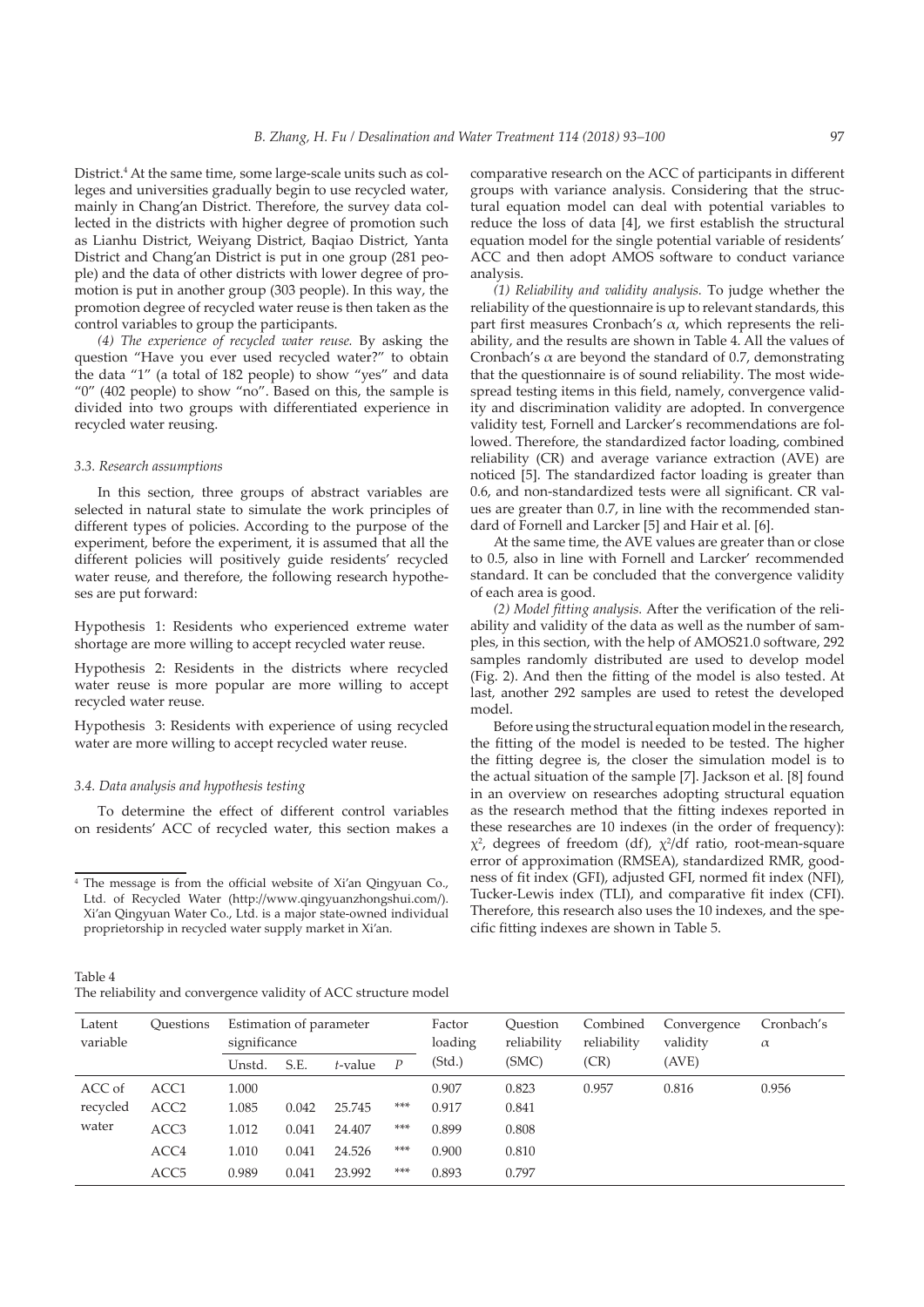District.[4] At the same time, some large-scale units such as colleges and universities gradually begin to use recycled water, mainly in Chang'an District. Therefore, the survey data collected in the districts with higher degree of promotion such as Lianhu District, Weiyang District, Baqiao District, Yanta District and Chang'an District is put in one group (281 people) and the data of other districts with lower degree of promotion is put in another group (303 people). In this way, the promotion degree of recycled water reuse is then taken as the control variables to group the participants.

*(4) The experience of recycled water reuse.* By asking the question "Have you ever used recycled water?" to obtain the data "1" (a total of 182 people) to show "yes" and data "0" (402 people) to show "no". Based on this, the sample is divided into two groups with differentiated experience in recycled water reusing.

### 3.3. Research assumptions

In this section, three groups of abstract variables are selected in natural state to simulate the work principles of different types of policies. According to the purpose of the experiment, before the experiment, it is assumed that all the different policies will positively guide residents' recycled water reuse, and therefore, the following research hypotheses are put forward:

Hypothesis 1: Residents who experienced extreme water shortage are more willing to accept recycled water reuse.

Hypothesis 2: Residents in the districts where recycled water reuse is more popular are more willing to accept recycled water reuse.

Hypothesis 3: Residents with experience of using recycled water are more willing to accept recycled water reuse.

### 3.4. Data analysis and hypothesis testing

To determine the effect of different control variables on residents' ACC of recycled water, this section makes a comparative research on the ACC of participants in different groups with variance analysis. Considering that the structural equation model can deal with potential variables to reduce the loss of data [4], we first establish the structural equation model for the single potential variable of residents' ACC and then adopt AMOS software to conduct variance analysis.

*(1) Reliability and validity analysis.* To judge whether the reliability of the questionnaire is up to relevant standards, this part first measures Cronbach's $\alpha$, which represents the reliability, and the results are shown in Table 4. All the values of Cronbach's $\alpha$ are beyond the standard of 0.7, demonstrating that the questionnaire is of sound reliability. The most widespread testing items in this field, namely, convergence validity and discrimination validity are adopted. In convergence validity test, Fornell and Larcker's recommendations are followed. Therefore, the standardized factor loading, combined reliability (CR) and average variance extraction (AVE) are noticed [5]. The standardized factor loading is greater than 0.6, and non-standardized tests were all significant. CR values are greater than 0.7, in line with the recommended standard of Fornell and Larcker [5] and Hair et al. [6].

At the same time, the AVE values are greater than or close to 0.5, also in line with Fornell and Larcker' recommended standard. It can be concluded that the convergence validity of each area is good.

*(2) Model fitting analysis.* After the verification of the reliability and validity of the data as well as the number of samples, in this section, with the help of AMOS21.0 software, 292 samples randomly distributed are used to develop model (Fig. 2). And then the fitting of the model is also tested. At last, another 292 samples are used to retest the developed model.

Before using the structural equation model in the research, the fitting of the model is needed to be tested. The higher the fitting degree is, the closer the simulation model is to the actual situation of the sample [7]. Jackson et al. [8] found in an overview on researches adopting structural equation as the research method that the fitting indexes reported in these researches are 10 indexes (in the order of frequency): $\chi^2$, degrees of freedom (df), $\chi^2$/df ratio, root-mean-square error of approximation (RMSEA), standardized RMR, goodness of fit index (GFI), adjusted GFI, normed fit index (NFI), Tucker-Lewis index (TLI), and comparative fit index (CFI). Therefore, this research also uses the 10 indexes, and the specific fitting indexes are shown in Table 5.

[4] The message is from the official website of Xi'an Qingyuan Co., Ltd. of Recycled Water (http://www.qingyuanzhongshui.com/). Xi'an Qingyuan Water Co., Ltd. is a major state-owned individual proprietorship in recycled water supply market in Xi'an.

Table 4
The reliability and convergence validity of ACC structure model

| Latent variable | Questions | Estimation of parameter significance | | | | Factor loading | Question reliability | Combined reliability | Convergence validity | Cronbach's $\alpha$ |
|---|---|---|---|---|---|---|---|---|---|---|
| | | Unstd. | S.E. | $t$-value | $P$ | (Std.) | (SMC) | (CR) | (AVE) | |
| ACC of recycled water | ACC1 | 1.000 | | | | 0.907 | 0.823 | 0.957 | 0.816 | 0.956 |
| | ACC2 | 1.085 | 0.042 | 25.745 | *** | 0.917 | 0.841 | | | |
| | ACC3 | 1.012 | 0.041 | 24.407 | *** | 0.899 | 0.808 | | | |
| | ACC4 | 1.010 | 0.041 | 24.526 | *** | 0.900 | 0.810 | | | |
| | ACC5 | 0.989 | 0.041 | 23.992 | *** | 0.893 | 0.797 | | | |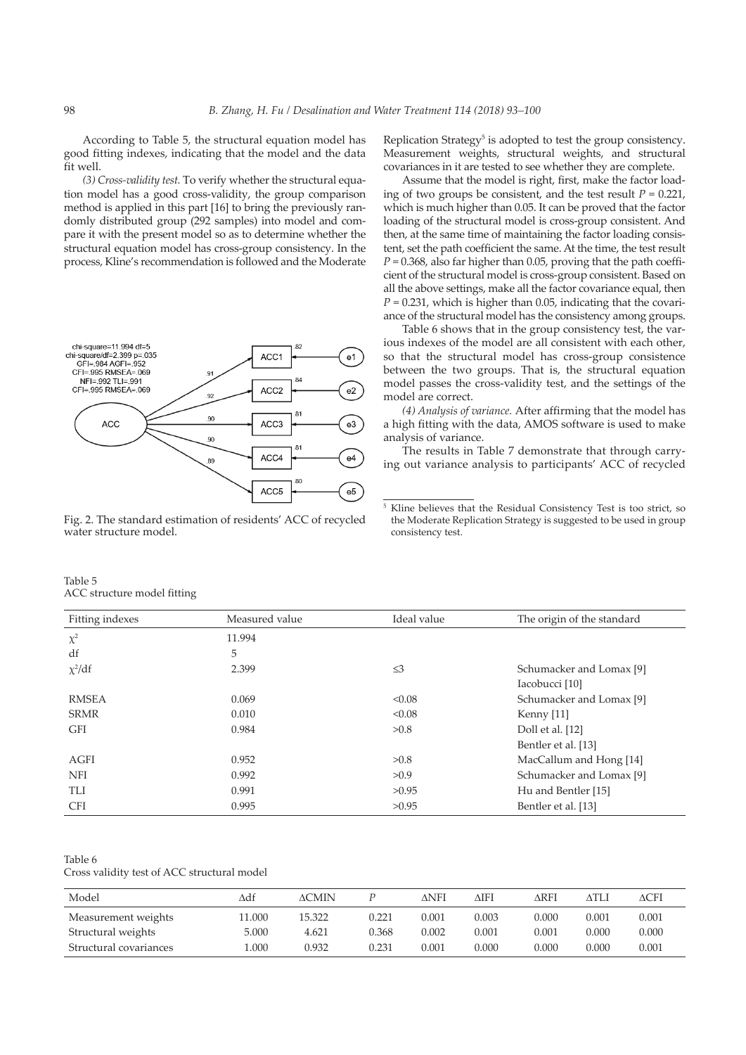According to Table 5, the structural equation model has good fitting indexes, indicating that the model and the data fit well.

*(3) Cross-validity test.* To verify whether the structural equation model has a good cross-validity, the group comparison method is applied in this part [16] to bring the previously randomly distributed group (292 samples) into model and compare it with the present model so as to determine whether the structural equation model has cross-group consistency. In the process, Kline's recommendation is followed and the Moderate Replication Strategy[5] is adopted to test the group consistency. Measurement weights, structural weights, and structural covariances in it are tested to see whether they are complete.

Assume that the model is right, first, make the factor loading of two groups be consistent, and the test result $P = 0.221$, which is much higher than 0.05. It can be proved that the factor loading of the structural model is cross-group consistent. And then, at the same time of maintaining the factor loading consistent, set the path coefficient the same. At the time, the test result $P = 0.368$, also far higher than 0.05, proving that the path coefficient of the structural model is cross-group consistent. Based on all the above settings, make all the factor covariance equal, then $P = 0.231$, which is higher than 0.05, indicating that the covariance of the structural model has the consistency among groups.

Table 6 shows that in the group consistency test, the various indexes of the model are all consistent with each other, so that the structural model has cross-group consistence between the two groups. That is, the structural equation model passes the cross-validity test, and the settings of the model are correct.

*(4) Analysis of variance.* After affirming that the model has a high fitting with the data, AMOS software is used to make analysis of variance.

The results in Table 7 demonstrate that through carrying out variance analysis to participants' ACC of recycled

Fig. 2. The standard estimation of residents' ACC of recycled water structure model.

[5] Kline believes that the Residual Consistency Test is too strict, so the Moderate Replication Strategy is suggested to be used in group consistency test.

Table 5
ACC structure model fitting

| Fitting indexes | Measured value | Ideal value | The origin of the standard |
|---|---|---|---|
| $\chi^2$ | 11.994 | | |
| df | 5 | | |
| $\chi^2$/df | 2.399 | ≤3 | Schumacker and Lomax [9]<br>Iacobucci [10] |
| RMSEA | 0.069 | <0.08 | Schumacker and Lomax [9] |
| SRMR | 0.010 | <0.08 | Kenny [11] |
| GFI | 0.984 | >0.8 | Doll et al. [12]<br>Bentler et al. [13] |
| AGFI | 0.952 | >0.8 | MacCallum and Hong [14] |
| NFI | 0.992 | >0.9 | Schumacker and Lomax [9] |
| TLI | 0.991 | >0.95 | Hu and Bentler [15] |
| CFI | 0.995 | >0.95 | Bentler et al. [13] |

Table 6
Cross validity test of ACC structural model

| Model | Δdf | ΔCMIN | *P* | ΔNFI | ΔIFI | ΔRFI | ΔTLI | ΔCFI |
|---|---|---|---|---|---|---|---|---|
| Measurement weights | 11.000 | 15.322 | 0.221 | 0.001 | 0.003 | 0.000 | 0.001 | 0.001 |
| Structural weights | 5.000 | 4.621 | 0.368 | 0.002 | 0.001 | 0.001 | 0.000 | 0.000 |
| Structural covariances | 1.000 | 0.932 | 0.231 | 0.001 | 0.000 | 0.000 | 0.000 | 0.001 |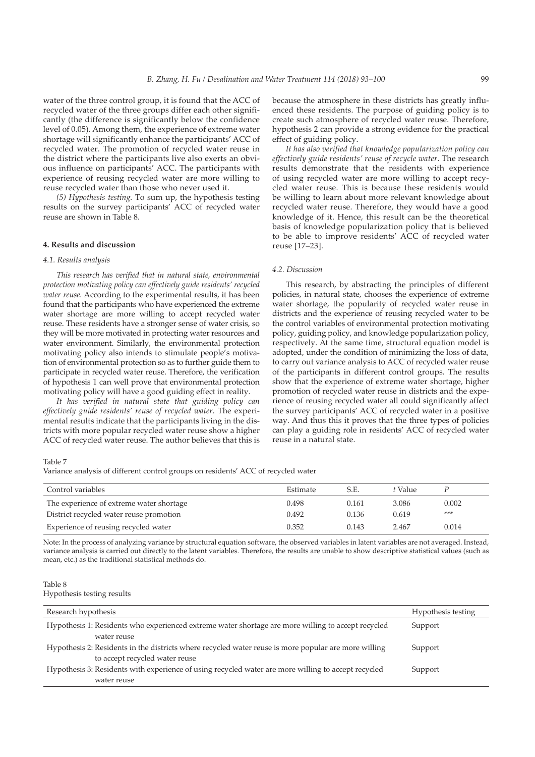water of the three control group, it is found that the ACC of recycled water of the three groups differ each other significantly (the difference is significantly below the confidence level of 0.05). Among them, the experience of extreme water shortage will significantly enhance the participants' ACC of recycled water. The promotion of recycled water reuse in the district where the participants live also exerts an obvious influence on participants' ACC. The participants with experience of reusing recycled water are more willing to reuse recycled water than those who never used it.

*(5) Hypothesis testing.* To sum up, the hypothesis testing results on the survey participants' ACC of recycled water reuse are shown in Table 8.

## 4. Results and discussion

### 4.1. Results analysis

*This research has verified that in natural state, environmental protection motivating policy can effectively guide residents' recycled water reuse.* According to the experimental results, it has been found that the participants who have experienced the extreme water shortage are more willing to accept recycled water reuse. These residents have a stronger sense of water crisis, so they will be more motivated in protecting water resources and water environment. Similarly, the environmental protection motivating policy also intends to stimulate people's motivation of environmental protection so as to further guide them to participate in recycled water reuse. Therefore, the verification of hypothesis 1 can well prove that environmental protection motivating policy will have a good guiding effect in reality.

*It has verified in natural state that guiding policy can effectively guide residents' reuse of recycled water*. The experimental results indicate that the participants living in the districts with more popular recycled water reuse show a higher ACC of recycled water reuse. The author believes that this is because the atmosphere in these districts has greatly influenced these residents. The purpose of guiding policy is to create such atmosphere of recycled water reuse. Therefore, hypothesis 2 can provide a strong evidence for the practical effect of guiding policy.

*It has also verified that knowledge popularization policy can effectively guide residents' reuse of recycle water*. The research results demonstrate that the residents with experience of using recycled water are more willing to accept recycled water reuse. This is because these residents would be willing to learn about more relevant knowledge about recycled water reuse. Therefore, they would have a good knowledge of it. Hence, this result can be the theoretical basis of knowledge popularization policy that is believed to be able to improve residents' ACC of recycled water reuse [17–23].

### 4.2. Discussion

This research, by abstracting the principles of different policies, in natural state, chooses the experience of extreme water shortage, the popularity of recycled water reuse in districts and the experience of reusing recycled water to be the control variables of environmental protection motivating policy, guiding policy, and knowledge popularization policy, respectively. At the same time, structural equation model is adopted, under the condition of minimizing the loss of data, to carry out variance analysis to ACC of recycled water reuse of the participants in different control groups. The results show that the experience of extreme water shortage, higher promotion of recycled water reuse in districts and the experience of reusing recycled water all could significantly affect the survey participants' ACC of recycled water in a positive way. And thus this it proves that the three types of policies can play a guiding role in residents' ACC of recycled water reuse in a natural state.

Table 7
Variance analysis of different control groups on residents' ACC of recycled water

| Control variables | Estimate | S.E. | *t* Value | *P* |
|---|---|---|---|---|
| The experience of extreme water shortage | 0.498 | 0.161 | 3.086 | 0.002 |
| District recycled water reuse promotion | 0.492 | 0.136 | 0.619 | *** |
| Experience of reusing recycled water | 0.352 | 0.143 | 2.467 | 0.014 |

Note: In the process of analyzing variance by structural equation software, the observed variables in latent variables are not averaged. Instead, variance analysis is carried out directly to the latent variables. Therefore, the results are unable to show descriptive statistical values (such as mean, etc.) as the traditional statistical methods do.

Table 8
Hypothesis testing results

| Research hypothesis | Hypothesis testing |
|---|---|
| Hypothesis 1: Residents who experienced extreme water shortage are more willing to accept recycled water reuse | Support |
| Hypothesis 2: Residents in the districts where recycled water reuse is more popular are more willing to accept recycled water reuse | Support |
| Hypothesis 3: Residents with experience of using recycled water are more willing to accept recycled water reuse | Support |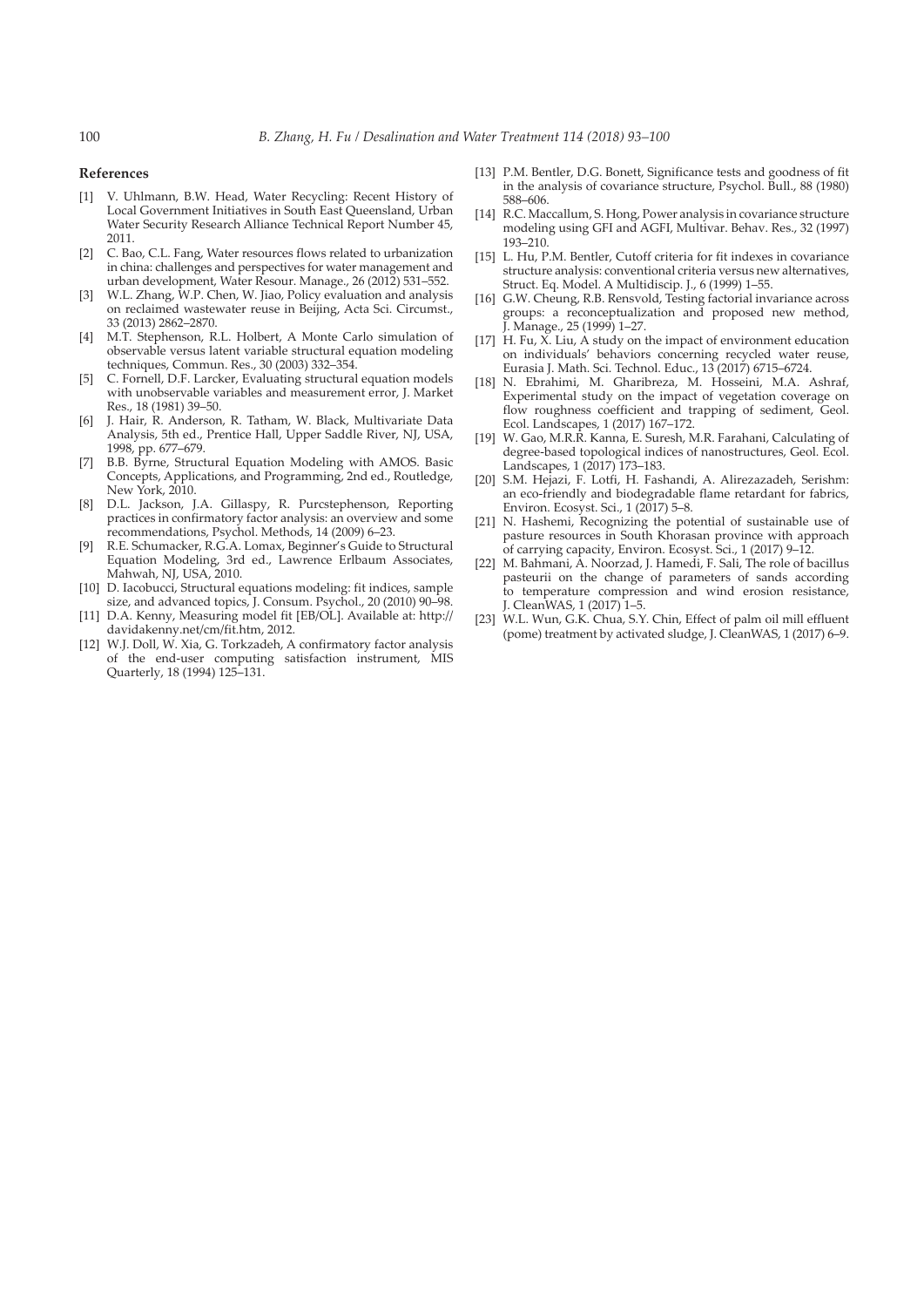## References

[1] V. Uhlmann, B.W. Head, Water Recycling: Recent History of Local Government Initiatives in South East Queensland, Urban Water Security Research Alliance Technical Report Number 45, 2011.

[2] C. Bao, C.L. Fang, Water resources flows related to urbanization in china: challenges and perspectives for water management and urban development, Water Resour. Manage., 26 (2012) 531–552.

[3] W.L. Zhang, W.P. Chen, W. Jiao, Policy evaluation and analysis on reclaimed wastewater reuse in Beijing, Acta Sci. Circumst., 33 (2013) 2862–2870.

[4] M.T. Stephenson, R.L. Holbert, A Monte Carlo simulation of observable versus latent variable structural equation modeling techniques, Commun. Res., 30 (2003) 332–354.

[5] C. Fornell, D.F. Larcker, Evaluating structural equation models with unobservable variables and measurement error, J. Market Res., 18 (1981) 39–50.

[6] J. Hair, R. Anderson, R. Tatham, W. Black, Multivariate Data Analysis, 5th ed., Prentice Hall, Upper Saddle River, NJ, USA, 1998, pp. 677–679.

[7] B.B. Byrne, Structural Equation Modeling with AMOS. Basic Concepts, Applications, and Programming, 2nd ed., Routledge, New York, 2010.

[8] D.L. Jackson, J.A. Gillaspy, R. Purcstephenson, Reporting practices in confirmatory factor analysis: an overview and some recommendations, Psychol. Methods, 14 (2009) 6–23.

[9] R.E. Schumacker, R.G.A. Lomax, Beginner's Guide to Structural Equation Modeling, 3rd ed., Lawrence Erlbaum Associates, Mahwah, NJ, USA, 2010.

[10] D. Iacobucci, Structural equations modeling: fit indices, sample size, and advanced topics, J. Consum. Psychol., 20 (2010) 90–98.

[11] D.A. Kenny, Measuring model fit [EB/OL]. Available at: http://davidakenny.net/cm/fit.htm, 2012.

[12] W.J. Doll, W. Xia, G. Torkzadeh, A confirmatory factor analysis of the end-user computing satisfaction instrument, MIS Quarterly, 18 (1994) 125–131.

[13] P.M. Bentler, D.G. Bonett, Significance tests and goodness of fit in the analysis of covariance structure, Psychol. Bull., 88 (1980) 588–606.

[14] R.C. Maccallum, S. Hong, Power analysis in covariance structure modeling using GFI and AGFI, Multivar. Behav. Res., 32 (1997) 193–210.

[15] L. Hu, P.M. Bentler, Cutoff criteria for fit indexes in covariance structure analysis: conventional criteria versus new alternatives, Struct. Eq. Model. A Multidiscip. J., 6 (1999) 1–55.

[16] G.W. Cheung, R.B. Rensvold, Testing factorial invariance across groups: a reconceptualization and proposed new method, J. Manage., 25 (1999) 1–27.

[17] H. Fu, X. Liu, A study on the impact of environment education on individuals' behaviors concerning recycled water reuse, Eurasia J. Math. Sci. Technol. Educ., 13 (2017) 6715–6724.

[18] N. Ebrahimi, M. Gharibreza, M. Hosseini, M.A. Ashraf, Experimental study on the impact of vegetation coverage on flow roughness coefficient and trapping of sediment, Geol. Ecol. Landscapes, 1 (2017) 167–172.

[19] W. Gao, M.R.R. Kanna, E. Suresh, M.R. Farahani, Calculating of degree-based topological indices of nanostructures, Geol. Ecol. Landscapes, 1 (2017) 173–183.

[20] S.M. Hejazi, F. Lotfi, H. Fashandi, A. Alirezazadeh, Serishm: an eco-friendly and biodegradable flame retardant for fabrics, Environ. Ecosyst. Sci., 1 (2017) 5–8.

[21] N. Hashemi, Recognizing the potential of sustainable use of pasture resources in South Khorasan province with approach of carrying capacity, Environ. Ecosyst. Sci., 1 (2017) 9–12.

[22] M. Bahmani, A. Noorzad, J. Hamedi, F. Sali, The role of bacillus pasteurii on the change of parameters of sands according to temperature compression and wind erosion resistance, J. CleanWAS, 1 (2017) 1–5.

[23] W.L. Wun, G.K. Chua, S.Y. Chin, Effect of palm oil mill effluent (pome) treatment by activated sludge, J. CleanWAS, 1 (2017) 6–9.